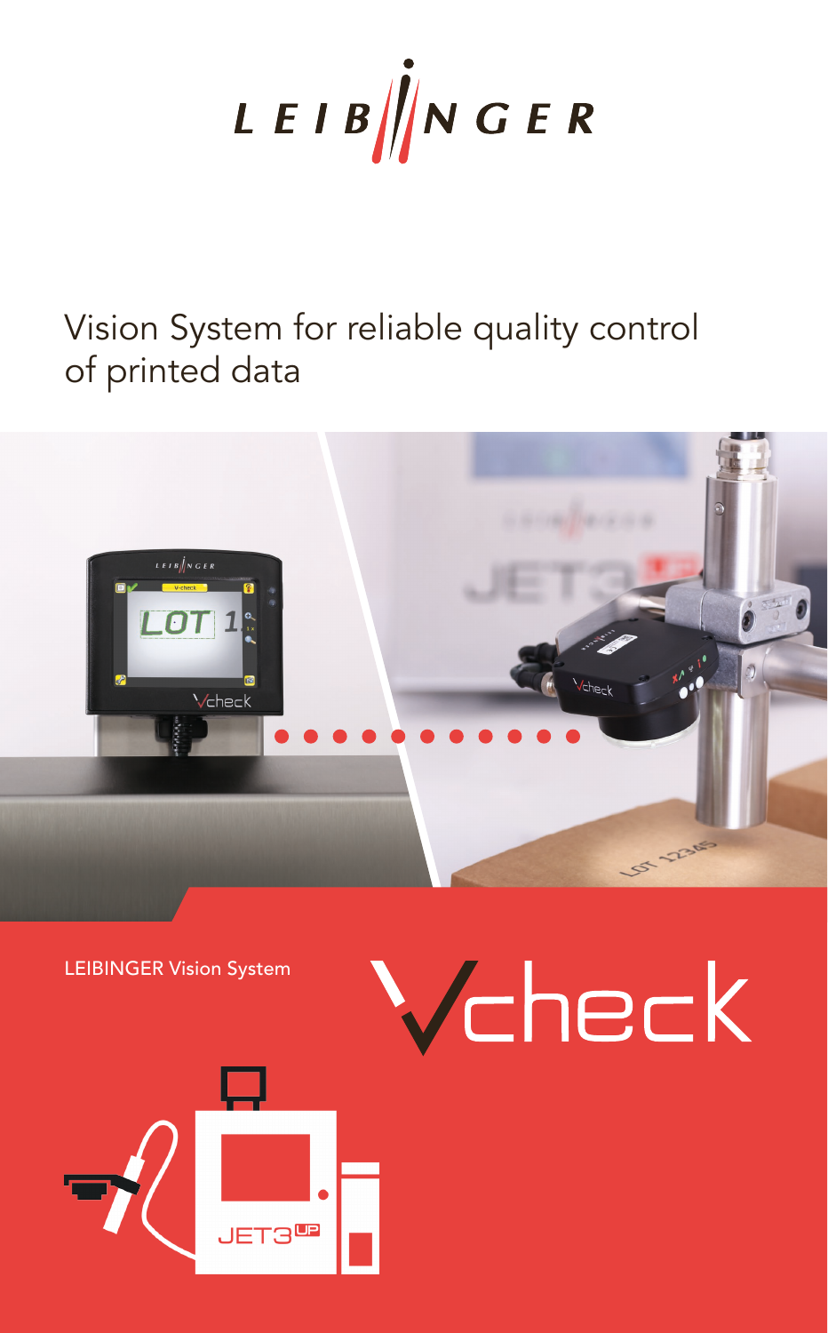# LEIBINGER

## Vision System for reliable quality control of printed data

LEIBINGER Vision System

# Vcheck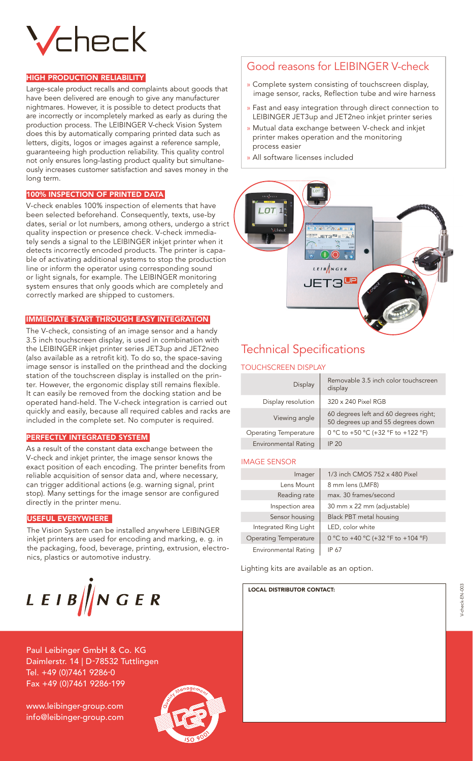# Vcheck

## HIGH PRODUCTION RELIABILITY

Large-scale product recalls and complaints about goods that have been delivered are enough to give any manufacturer nightmares. However, it is possible to detect products that are incorrectly or incompletely marked as early as during the production process. The LEIBINGER V-check Vision System does this by automatically comparing printed data such as letters, digits, logos or images against a reference sample, guaranteeing high production reliability. This quality control not only ensures long-lasting product quality but simultaneously increases customer satisfaction and saves money in the long term.

## 100% INSPECTION OF PRINTED DATA

V-check enables 100% inspection of elements that have been selected beforehand. Consequently, texts, use-by dates, serial or lot numbers, among others, undergo a strict quality inspection or presence check. V-check immediately sends a signal to the LEIBINGER inkjet printer when it detects incorrectly encoded products. The printer is capable of activating additional systems to stop the production line or inform the operator using corresponding sound or light signals, for example. The LEIBINGER monitoring system ensures that only goods which are completely and correctly marked are shipped to customers.

## IMMEDIATE START THROUGH EASY INTEGRATION

The V-check, consisting of an image sensor and a handy 3.5 inch touchscreen display, is used in combination with the LEIBINGER inkjet printer series JET3up and JET2neo (also available as a retrofit kit). To do so, the space-saving image sensor is installed on the printhead and the docking station of the touchscreen display is installed on the printer. However, the ergonomic display still remains flexible. It can easily be removed from the docking station and be operated hand-held. The V-check integration is carried out quickly and easily, because all required cables and racks are included in the complete set. No computer is required.

## PERFECTLY INTEGRATED SYSTEM

As a result of the constant data exchange between the V-check and inkjet printer, the image sensor knows the exact position of each encoding. The printer benefits from reliable acquisition of sensor data and, where necessary, can trigger additional actions (e.g. warning signal, print stop). Many settings for the image sensor are configured directly in the printer menu.

## USEFUL EVERYWHERE

The Vision System can be installed anywhere LEIBINGER inkjet printers are used for encoding and marking, e. g. in the packaging, food, beverage, printing, extrusion, electronics, plastics or automotive industry.

## Good reasons for LEIBINGER V-check

- Complete system consisting of touchscreen display, image sensor, racks, Reflection tube and wire harness
- Fast and easy integration through direct connection to LEIBINGER JET3up and JET2neo inkjet printer series
- Mutual data exchange between V-check and inkjet printer makes operation and the monitoring process easier
- All software licenses included

## Technical Specifications

### TOUCHSCREEN DISPLAY

| | |
|---|---|
| Display | Removable 3.5 inch color touchscreen display |
| Display resolution | 320 x 240 Pixel RGB |
| Viewing angle | 60 degrees left and 60 degrees right; 50 degrees up and 55 degrees down |
| Operating Temperature | 0 °C to +50 °C (+32 °F to +122 °F) |
| Environmental Rating | IP 20 |

### IMAGE SENSOR

| | |
|---|---|
| Imager | 1/3 inch CMOS 752 x 480 Pixel |
| Lens Mount | 8 mm lens (LMF8) |
| Reading rate | max. 30 frames/second |
| Inspection area | 30 mm x 22 mm (adjustable) |
| Sensor housing | Black PBT metal housing |
| Integrated Ring Light | LED, color white |
| Operating Temperature | 0 °C to +40 °C (+32 °F to +104 °F) |
| Environmental Rating | IP 67 |

Lighting kits are available as an option.

**LOCAL DISTRIBUTOR CONTACT:**

LEIBINGER

Paul Leibinger GmbH & Co. KG
Daimlerstr. 14 | D-78532 Tuttlingen
Tel. +49 (0)7461 9286-0
Fax +49 (0)7461 9286-199

www.leibinger-group.com
info@leibinger-group.com

Quality Management ISO 9001

V-check-EN-003